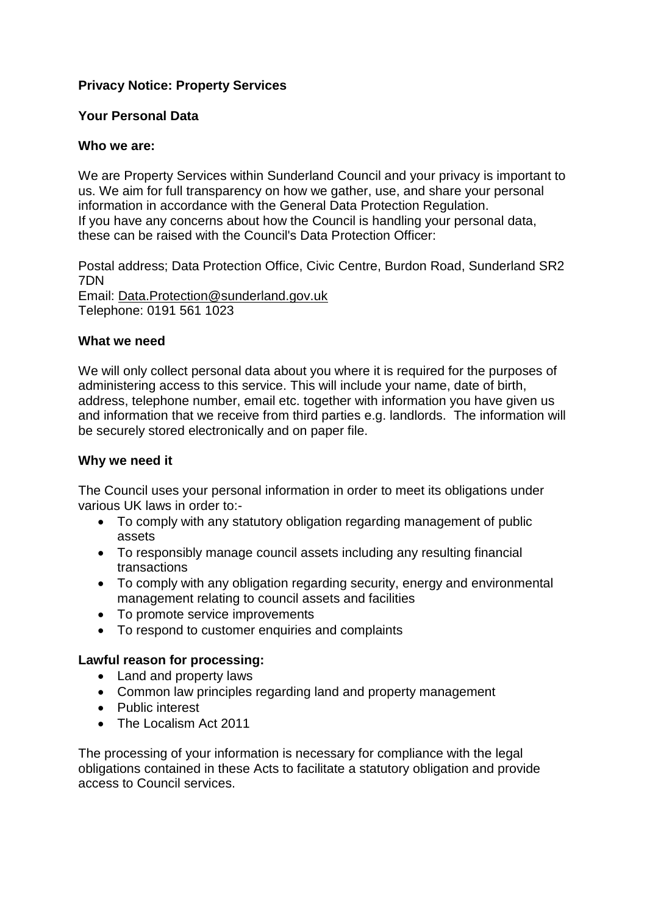# Privacy Notice: Property Services

## Your Personal Data

### Who we are:

We are Property Services within Sunderland Council and your privacy is important to us. We aim for full transparency on how we gather, use, and share your personal information in accordance with the General Data Protection Regulation.
If you have any concerns about how the Council is handling your personal data, these can be raised with the Council's Data Protection Officer:

Postal address; Data Protection Office, Civic Centre, Burdon Road, Sunderland SR2 7DN
Email: Data.Protection@sunderland.gov.uk
Telephone: 0191 561 1023

### What we need

We will only collect personal data about you where it is required for the purposes of administering access to this service. This will include your name, date of birth, address, telephone number, email etc. together with information you have given us and information that we receive from third parties e.g. landlords. The information will be securely stored electronically and on paper file.

### Why we need it

The Council uses your personal information in order to meet its obligations under various UK laws in order to:-

- To comply with any statutory obligation regarding management of public assets
- To responsibly manage council assets including any resulting financial transactions
- To comply with any obligation regarding security, energy and environmental management relating to council assets and facilities
- To promote service improvements
- To respond to customer enquiries and complaints

### Lawful reason for processing:

- Land and property laws
- Common law principles regarding land and property management
- Public interest
- The Localism Act 2011

The processing of your information is necessary for compliance with the legal obligations contained in these Acts to facilitate a statutory obligation and provide access to Council services.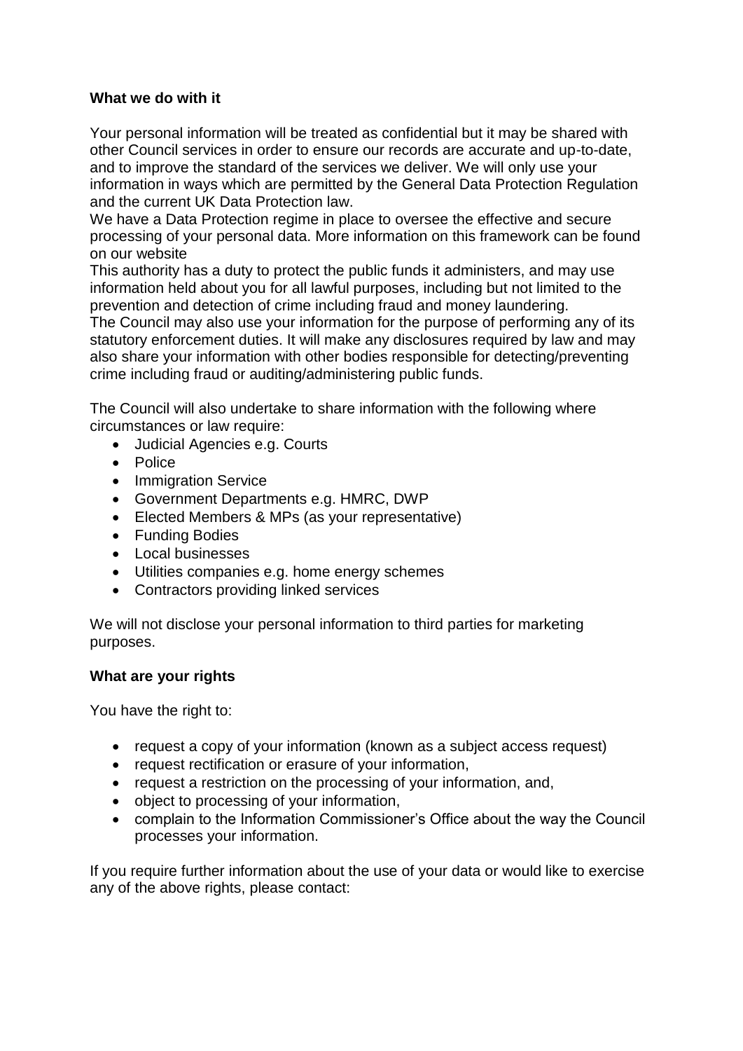## What we do with it

Your personal information will be treated as confidential but it may be shared with other Council services in order to ensure our records are accurate and up-to-date, and to improve the standard of the services we deliver. We will only use your information in ways which are permitted by the General Data Protection Regulation and the current UK Data Protection law.

We have a Data Protection regime in place to oversee the effective and secure processing of your personal data. More information on this framework can be found on our website

This authority has a duty to protect the public funds it administers, and may use information held about you for all lawful purposes, including but not limited to the prevention and detection of crime including fraud and money laundering.

The Council may also use your information for the purpose of performing any of its statutory enforcement duties. It will make any disclosures required by law and may also share your information with other bodies responsible for detecting/preventing crime including fraud or auditing/administering public funds.

The Council will also undertake to share information with the following where circumstances or law require:

- Judicial Agencies e.g. Courts
- Police
- Immigration Service
- Government Departments e.g. HMRC, DWP
- Elected Members & MPs (as your representative)
- Funding Bodies
- Local businesses
- Utilities companies e.g. home energy schemes
- Contractors providing linked services

We will not disclose your personal information to third parties for marketing purposes.

## What are your rights

You have the right to:

- request a copy of your information (known as a subject access request)
- request rectification or erasure of your information,
- request a restriction on the processing of your information, and,
- object to processing of your information,
- complain to the Information Commissioner's Office about the way the Council processes your information.

If you require further information about the use of your data or would like to exercise any of the above rights, please contact: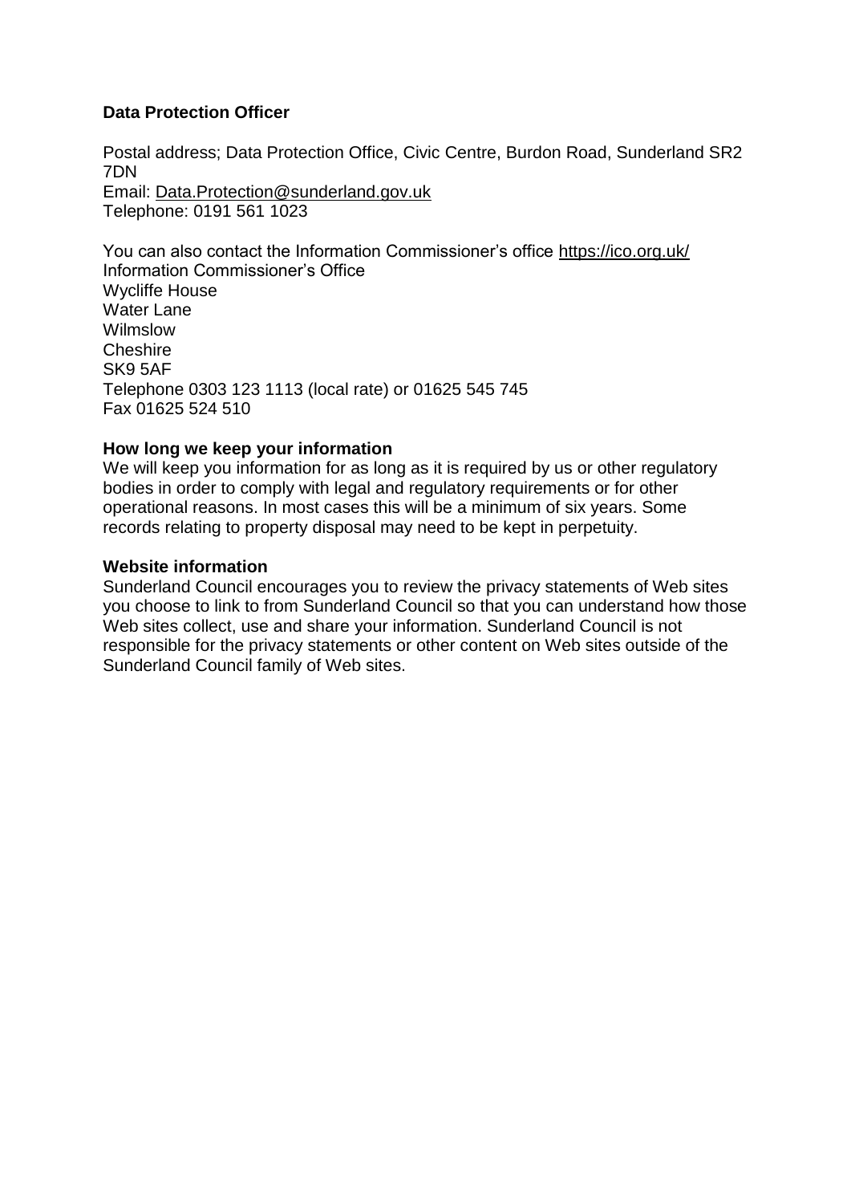**Data Protection Officer**

Postal address; Data Protection Office, Civic Centre, Burdon Road, Sunderland SR2 7DN
Email: Data.Protection@sunderland.gov.uk
Telephone: 0191 561 1023

You can also contact the Information Commissioner's office https://ico.org.uk/
Information Commissioner's Office
Wycliffe House
Water Lane
Wilmslow
Cheshire
SK9 5AF
Telephone 0303 123 1113 (local rate) or 01625 545 745
Fax 01625 524 510

**How long we keep your information**

We will keep you information for as long as it is required by us or other regulatory bodies in order to comply with legal and regulatory requirements or for other operational reasons. In most cases this will be a minimum of six years. Some records relating to property disposal may need to be kept in perpetuity.

**Website information**

Sunderland Council encourages you to review the privacy statements of Web sites you choose to link to from Sunderland Council so that you can understand how those Web sites collect, use and share your information. Sunderland Council is not responsible for the privacy statements or other content on Web sites outside of the Sunderland Council family of Web sites.